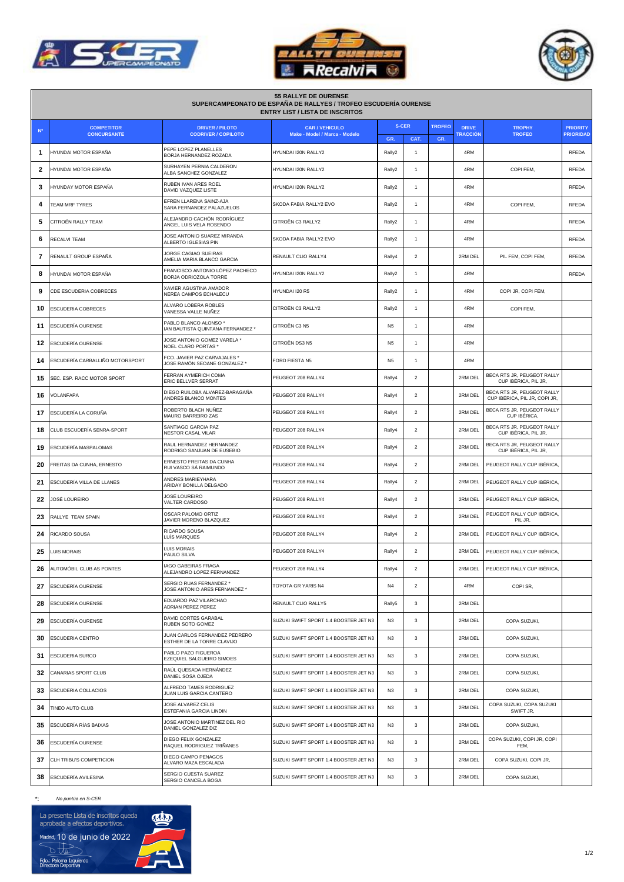**55 RALLYE DE OURENSE**
**SUPERCAMPEONATO DE ESPAÑA DE RALLYES / TROFEO ESCUDERÍA OURENSE**
**ENTRY LIST / LISTA DE INSCRITOS**

| Nº | COMPETITOR CONCURSANTE | DRIVER / PILOTO CODRIVER / COPILOTO | CAR / VEHICULO Make - Model / Marca - Modelo | S-CER | | TROFEO | DRIVE TRACCIÓN | TROPHY TROFEO | PRIORITY PRIORIDAD |
|---|---|---|---|---|---|---|---|---|---|
| | | | | GR. | CAT. | GR. | | | |
| 1 | HYUNDAI MOTOR ESPAÑA | PEPE LOPEZ PLANELLES<br>BORJA HERNANDEZ ROZADA | HYUNDAI I20N RALLY2 | Rally2 | 1 | | 4RM | | RFEDA |
| 2 | HYUNDAI MOTOR ESPAÑA | SURHAYEN PERNIA CALDERON<br>ALBA SANCHEZ GONZALEZ | HYUNDAI I20N RALLY2 | Rally2 | 1 | | 4RM | COPI FEM, | RFEDA |
| 3 | HYUNDAY MOTOR ESPAÑA | RUBEN IVAN ARES ROEL<br>DAVID VAZQUEZ LISTE | HYUNDAI I20N RALLY2 | Rally2 | 1 | | 4RM | | RFEDA |
| 4 | TEAM MRF TYRES | EFREN LLARENA SAINZ-AJA<br>SARA FERNANDEZ PALAZUELOS | SKODA FABIA RALLY2 EVO | Rally2 | 1 | | 4RM | COPI FEM, | RFEDA |
| 5 | CITROËN RALLY TEAM | ALEJANDRO CACHÓN RODRÍGUEZ<br>ANGEL LUIS VELA ROSENDO | CITROËN C3 RALLY2 | Rally2 | 1 | | 4RM | | RFEDA |
| 6 | RECALVI TEAM | JOSE ANTONIO SUAREZ MIRANDA<br>ALBERTO IGLESIAS PIN | SKODA FABIA RALLY2 EVO | Rally2 | 1 | | 4RM | | RFEDA |
| 7 | RENAULT GROUP ESPAÑA | JORGE CAGIAO SUEIRAS<br>AMELIA MARIA BLANCO GARCIA | RENAULT CLIO RALLY4 | Rally4 | 2 | | 2RM DEL | PIL FEM, COPI FEM, | RFEDA |
| 8 | HYUNDAI MOTOR ESPAÑA | FRANCISCO ANTONIO LÓPEZ PACHECO<br>BORJA ODRIOZOLA TORRE | HYUNDAI I20N RALLY2 | Rally2 | 1 | | 4RM | | RFEDA |
| 9 | CDE ESCUDERIA COBRECES | XAVIER AGUSTINA AMADOR<br>NEREA CAMPOS ECHALECU | HYUNDAI I20 R5 | Rally2 | 1 | | 4RM | COPI JR, COPI FEM, | |
| 10 | ESCUDERIA COBRECES | ALVARO LOBERA ROBLES<br>VANESSA VALLE NUÑEZ | CITROËN C3 RALLY2 | Rally2 | 1 | | 4RM | COPI FEM, | |
| 11 | ESCUDERÍA OURENSE | PABLO BLANCO ALONSO *<br>IAN BAUTISTA QUINTANA FERNANDEZ * | CITROËN C3 N5 | N5 | 1 | | 4RM | | |
| 12 | ESCUDERÍA OURENSE | JOSE ANTONIO GOMEZ VARELA *<br>NOEL CLARO PORTAS * | CITROËN DS3 N5 | N5 | 1 | | 4RM | | |
| 14 | ESCUDERÍA CARBALLIÑO MOTORSPORT | FCO. JAVIER PAZ CARVAJALES *<br>JOSE RAMÓN SEOANE GONZALEZ * | FORD FIESTA N5 | N5 | 1 | | 4RM | | |
| 15 | SEC. ESP. RACC MOTOR SPORT | FERRAN AYMERICH COMA<br>ERIC BELLVER SERRAT | PEUGEOT 208 RALLY4 | Rally4 | 2 | | 2RM DEL | BECA RTS JR, PEUGEOT RALLY CUP IBÉRICA, PIL JR, | |
| 16 | VOLANFAPA | DIEGO RUILOBA ALVAREZ-BARAGAÑA<br>ANDRES BLANCO MONTES | PEUGEOT 208 RALLY4 | Rally4 | 2 | | 2RM DEL | BECA RTS JR, PEUGEOT RALLY CUP IBÉRICA, PIL JR, COPI JR, | |
| 17 | ESCUDERÍA LA CORUÑA | ROBERTO BLACH NUÑEZ<br>MAURO BARREIRO ZAS | PEUGEOT 208 RALLY4 | Rally4 | 2 | | 2RM DEL | BECA RTS JR, PEUGEOT RALLY CUP IBÉRICA, | |
| 18 | CLUB ESCUDERÍA SENRA-SPORT | SANTIAGO GARCIA PAZ<br>NESTOR CASAL VILAR | PEUGEOT 208 RALLY4 | Rally4 | 2 | | 2RM DEL | BECA RTS JR, PEUGEOT RALLY CUP IBÉRICA, PIL JR, | |
| 19 | ESCUDERÍA MASPALOMAS | RAUL HERNANDEZ HERNANDEZ<br>RODRIGO SANJUAN DE EUSEBIO | PEUGEOT 208 RALLY4 | Rally4 | 2 | | 2RM DEL | BECA RTS JR, PEUGEOT RALLY CUP IBÉRICA, PIL JR, | |
| 20 | FREITAS DA CUNHA, ERNESTO | ERNESTO FREITAS DA CUNHA<br>RUI VASCO SÁ RAIMUNDO | PEUGEOT 208 RALLY4 | Rally4 | 2 | | 2RM DEL | PEUGEOT RALLY CUP IBÉRICA, | |
| 21 | ESCUDERÍA VILLA DE LLANES | ANDRES MARIEYHARA<br>ARIDAY BONILLA DELGADO | PEUGEOT 208 RALLY4 | Rally4 | 2 | | 2RM DEL | PEUGEOT RALLY CUP IBÉRICA, | |
| 22 | JOSÉ LOUREIRO | JOSÉ LOUREIRO<br>VALTER CARDOSO | PEUGEOT 208 RALLY4 | Rally4 | 2 | | 2RM DEL | PEUGEOT RALLY CUP IBÉRICA, | |
| 23 | RALLYE TEAM SPAIN | OSCAR PALOMO ORTIZ<br>JAVIER MORENO BLAZQUEZ | PEUGEOT 208 RALLY4 | Rally4 | 2 | | 2RM DEL | PEUGEOT RALLY CUP IBÉRICA, PIL JR, | |
| 24 | RICARDO SOUSA | RICARDO SOUSA<br>LUÍS MARQUES | PEUGEOT 208 RALLY4 | Rally4 | 2 | | 2RM DEL | PEUGEOT RALLY CUP IBÉRICA, | |
| 25 | LUIS MORAIS | LUIS MORAIS<br>PAULO SILVA | PEUGEOT 208 RALLY4 | Rally4 | 2 | | 2RM DEL | PEUGEOT RALLY CUP IBÉRICA, | |
| 26 | AUTOMÓBIL CLUB AS PONTES | IAGO GABEIRAS FRAGA<br>ALEJANDRO LOPEZ FERNANDEZ | PEUGEOT 208 RALLY4 | Rally4 | 2 | | 2RM DEL | PEUGEOT RALLY CUP IBÉRICA, | |
| 27 | ESCUDERÍA OURENSE | SERGIO RUAS FERNANDEZ *<br>JOSE ANTONIO ARES FERNANDEZ * | TOYOTA GR YARIS N4 | N4 | 2 | | 4RM | COPI SR, | |
| 28 | ESCUDERÍA OURENSE | EDUARDO PAZ VILARCHAO<br>ADRIAN PEREZ PEREZ | RENAULT CLIO RALLY5 | Rally5 | 3 | | 2RM DEL | | |
| 29 | ESCUDERÍA OURENSE | DAVID CORTES GARABAL<br>RUBEN SOTO GOMEZ | SUZUKI SWIFT SPORT 1.4 BOOSTER JET N3 | N3 | 3 | | 2RM DEL | COPA SUZUKI, | |
| 30 | ESCUDERIA CENTRO | JUAN CARLOS FERNANDEZ PEDRERO<br>ESTHER DE LA TORRE CLAVIJO | SUZUKI SWIFT SPORT 1.4 BOOSTER JET N3 | N3 | 3 | | 2RM DEL | COPA SUZUKI, | |
| 31 | ESCUDERIA SURCO | PABLO PAZO FIGUEROA<br>EZEQUIEL SALGUEIRO SIMOES | SUZUKI SWIFT SPORT 1.4 BOOSTER JET N3 | N3 | 3 | | 2RM DEL | COPA SUZUKI, | |
| 32 | CANARIAS SPORT CLUB | RAÚL QUESADA HERNÁNDEZ<br>DANIEL SOSA OJEDA | SUZUKI SWIFT SPORT 1.4 BOOSTER JET N3 | N3 | 3 | | 2RM DEL | COPA SUZUKI, | |
| 33 | ESCUDERIA COLLACIOS | ALFREDO TAMES RODRIGUEZ<br>JUAN LUIS GARCIA CANTERO | SUZUKI SWIFT SPORT 1.4 BOOSTER JET N3 | N3 | 3 | | 2RM DEL | COPA SUZUKI, | |
| 34 | TINEO AUTO CLUB | JOSE ALVAREZ CELIS<br>ESTEFANIA GARCIA LINDIN | SUZUKI SWIFT SPORT 1.4 BOOSTER JET N3 | N3 | 3 | | 2RM DEL | COPA SUZUKI, COPA SUZUKI SWIFT JR, | |
| 35 | ESCUDERÍA RÍAS BAIXAS | JOSE ANTONIO MARTINEZ DEL RIO<br>DANIEL GONZALEZ DIZ | SUZUKI SWIFT SPORT 1.4 BOOSTER JET N3 | N3 | 3 | | 2RM DEL | COPA SUZUKI, | |
| 36 | ESCUDERÍA OURENSE | DIEGO FELIX GONZALEZ<br>RAQUEL RODRIGUEZ TRIÑANES | SUZUKI SWIFT SPORT 1.4 BOOSTER JET N3 | N3 | 3 | | 2RM DEL | COPA SUZUKI, COPI JR, COPI FEM, | |
| 37 | CLH TRIBU'S COMPETICION | DIEGO CAMPO PENAGOS<br>ALVARO MAZA ESCALADA | SUZUKI SWIFT SPORT 1.4 BOOSTER JET N3 | N3 | 3 | | 2RM DEL | COPA SUZUKI, COPI JR, | |
| 38 | ESCUDERÍA AVILESINA | SERGIO CUESTA SUAREZ<br>SERGIO CANCELA BOGA | SUZUKI SWIFT SPORT 1.4 BOOSTER JET N3 | N3 | 3 | | 2RM DEL | COPA SUZUKI, | |

*: *No puntúa en S-CER*

La presente Lista de inscritos queda aprobada a efectos deportivos.

Madrid, 10 de junio de 2022

Fdo.: Paloma Izquierdo
Directora Deportiva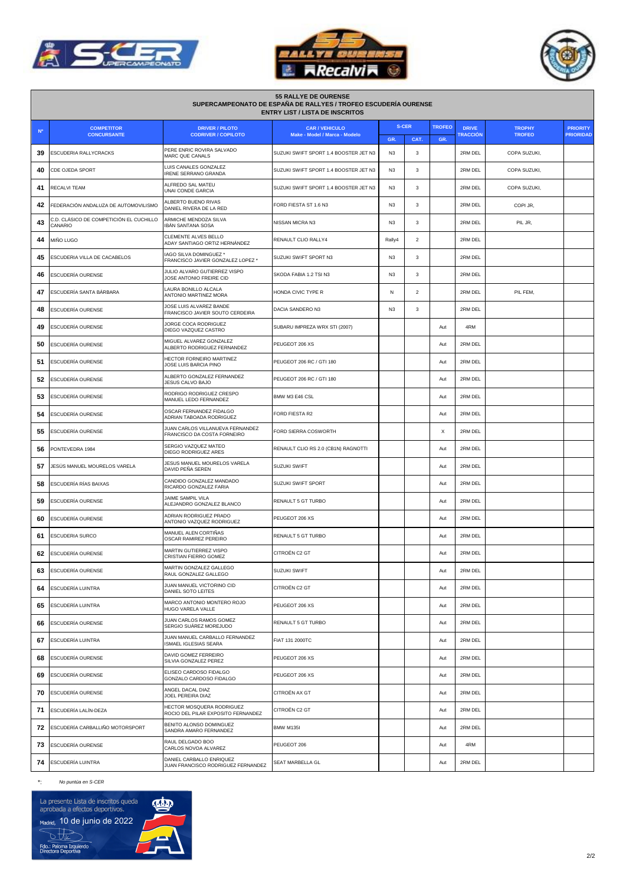**55 RALLYE DE OURENSE**
**SUPERCAMPEONATO DE ESPAÑA DE RALLYES / TROFEO ESCUDERÍA OURENSE**
**ENTRY LIST / LISTA DE INSCRITOS**

| Nº | COMPETITOR CONCURSANTE | DRIVER / PILOTO CODRIVER / COPILOTO | CAR / VEHICULO Make - Model / Marca - Modelo | S-CER GR. | S-CER CAT. | TROFEO GR. | DRIVE TRACCIÓN | TROPHY TROFEO | PRIORITY PRIORIDAD |
|---|---|---|---|---|---|---|---|---|---|
| 39 | ESCUDERIA RALLYCRACKS | PERE ENRIC ROVIRA SALVADO<br>MARC QUE CANALS | SUZUKI SWIFT SPORT 1.4 BOOSTER JET N3 | N3 | 3 | | 2RM DEL | COPA SUZUKI, | |
| 40 | CDE OJEDA SPORT | LUIS CANALES GONZALEZ<br>IRENE SERRANO GRANDA | SUZUKI SWIFT SPORT 1.4 BOOSTER JET N3 | N3 | 3 | | 2RM DEL | COPA SUZUKI, | |
| 41 | RECALVI TEAM | ALFREDO SAL MATEU<br>UNAI CONDE GARCIA | SUZUKI SWIFT SPORT 1.4 BOOSTER JET N3 | N3 | 3 | | 2RM DEL | COPA SUZUKI, | |
| 42 | FEDERACIÓN ANDALUZA DE AUTOMOVILISMO | ALBERTO BUENO RIVAS<br>DANIEL RIVERA DE LA RED | FORD FIESTA ST 1.6 N3 | N3 | 3 | | 2RM DEL | COPI JR, | |
| 43 | C.D. CLÁSICO DE COMPETICIÓN EL CUCHILLO CANARIO | ARMICHE MENDOZA SILVA<br>IBÁN SANTANA SOSA | NISSAN MICRA N3 | N3 | 3 | | 2RM DEL | PIL JR, | |
| 44 | MIÑO LUGO | CLEMENTE ALVES BELLO<br>ADAY SANTIAGO ORTIZ HERNÁNDEZ | RENAULT CLIO RALLY4 | Rally4 | 2 | | 2RM DEL | | |
| 45 | ESCUDERIA VILLA DE CACABELOS | IAGO SILVA DOMINGUEZ *<br>FRANCISCO JAVIER GONZALEZ LOPEZ * | SUZUKI SWIFT SPORT N3 | N3 | 3 | | 2RM DEL | | |
| 46 | ESCUDERÍA OURENSE | JULIO ALVARO GUTIERREZ VISPO<br>JOSE ANTONIO FREIRE CID | SKODA FABIA 1.2 TSI N3 | N3 | 3 | | 2RM DEL | | |
| 47 | ESCUDERÍA SANTA BÁRBARA | LAURA BONILLO ALCALA<br>ANTONIO MARTINEZ MORA | HONDA CIVIC TYPE R | N | 2 | | 2RM DEL | PIL FEM, | |
| 48 | ESCUDERÍA OURENSE | JOSE LUIS ALVAREZ BANDE<br>FRANCISCO JAVIER SOUTO CERDEIRA | DACIA SANDERO N3 | N3 | 3 | | 2RM DEL | | |
| 49 | ESCUDERÍA OURENSE | JORGE COCA RODRIGUEZ<br>DIEGO VAZQUEZ CASTRO | SUBARU IMPREZA WRX STI (2007) | | | Aut | 4RM | | |
| 50 | ESCUDERÍA OURENSE | MIGUEL ALVAREZ GONZALEZ<br>ALBERTO RODRIGUEZ FERNANDEZ | PEUGEOT 206 XS | | | Aut | 2RM DEL | | |
| 51 | ESCUDERÍA OURENSE | HECTOR FORNEIRO MARTINEZ<br>JOSE LUIS BARCIA PINO | PEUGEOT 206 RC / GTI 180 | | | Aut | 2RM DEL | | |
| 52 | ESCUDERÍA OURENSE | ALBERTO GONZALEZ FERNANDEZ<br>JESUS CALVO BAJO | PEUGEOT 206 RC / GTI 180 | | | Aut | 2RM DEL | | |
| 53 | ESCUDERÍA OURENSE | RODRIGO RODRIGUEZ CRESPO<br>MANUEL LEDO FERNANDEZ | BMW M3 E46 CSL | | | Aut | 2RM DEL | | |
| 54 | ESCUDERÍA OURENSE | OSCAR FERNANDEZ FIDALGO<br>ADRIAN TABOADA RODRIGUEZ | FORD FIESTA R2 | | | Aut | 2RM DEL | | |
| 55 | ESCUDERÍA OURENSE | JUAN CARLOS VILLANUEVA FERNANDEZ<br>FRANCISCO DA COSTA FORNEIRO | FORD SIERRA COSWORTH | | | X | 2RM DEL | | |
| 56 | PONTEVEDRA 1984 | SERGIO VAZQUEZ MATEO<br>DIEGO RODRIGUEZ ARES | RENAULT CLIO RS 2.0 (CB1N) RAGNOTTI | | | Aut | 2RM DEL | | |
| 57 | JESÚS MANUEL MOURELOS VARELA | JESUS MANUEL MOURELOS VARELA<br>DAVID PEÑA SEREN | SUZUKI SWIFT | | | Aut | 2RM DEL | | |
| 58 | ESCUDERÍA RÍAS BAIXAS | CANDIDO GONZALEZ MANDADO<br>RICARDO GONZALEZ FARIA | SUZUKI SWIFT SPORT | | | Aut | 2RM DEL | | |
| 59 | ESCUDERÍA OURENSE | JAIME SAMPIL VILA<br>ALEJANDRO GONZALEZ BLANCO | RENAULT 5 GT TURBO | | | Aut | 2RM DEL | | |
| 60 | ESCUDERÍA OURENSE | ADRIAN RODRIGUEZ PRADO<br>ANTONIO VAZQUEZ RODRIGUEZ | PEUGEOT 206 XS | | | Aut | 2RM DEL | | |
| 61 | ESCUDERIA SURCO | MANUEL ALEN CORTIÑAS<br>OSCAR RAMIREZ PEREIRO | RENAULT 5 GT TURBO | | | Aut | 2RM DEL | | |
| 62 | ESCUDERÍA OURENSE | MARTIN GUTIERREZ VISPO<br>CRISTIAN FIERRO GOMEZ | CITROËN C2 GT | | | Aut | 2RM DEL | | |
| 63 | ESCUDERÍA OURENSE | MARTIN GONZALEZ GALLEGO<br>RAUL GONZALEZ GALLEGO | SUZUKI SWIFT | | | Aut | 2RM DEL | | |
| 64 | ESCUDERÍA LUINTRA | JUAN MANUEL VICTORINO CID<br>DANIEL SOTO LEITES | CITROËN C2 GT | | | Aut | 2RM DEL | | |
| 65 | ESCUDERÍA LUINTRA | MARCO ANTONIO MONTERO ROJO<br>HUGO VARELA VALLE | PEUGEOT 206 XS | | | Aut | 2RM DEL | | |
| 66 | ESCUDERÍA OURENSE | JUAN CARLOS RAMOS GOMEZ<br>SERGIO SUÁREZ MOREJUDO | RENAULT 5 GT TURBO | | | Aut | 2RM DEL | | |
| 67 | ESCUDERÍA LUINTRA | JUAN MANUEL CARBALLO FERNANDEZ<br>ISMAEL IGLESIAS SEARA | FIAT 131 2000TC | | | Aut | 2RM DEL | | |
| 68 | ESCUDERÍA OURENSE | DAVID GOMEZ FERREIRO<br>SILVIA GONZALEZ PEREZ | PEUGEOT 206 XS | | | Aut | 2RM DEL | | |
| 69 | ESCUDERÍA OURENSE | ELISEO CARDOSO FIDALGO<br>GONZALO CARDOSO FIDALGO | PEUGEOT 206 XS | | | Aut | 2RM DEL | | |
| 70 | ESCUDERÍA OURENSE | ANGEL DACAL DIAZ<br>JOEL PEREIRA DIAZ | CITROËN AX GT | | | Aut | 2RM DEL | | |
| 71 | ESCUDERÍA LALÍN-DEZA | HECTOR MOSQUERA RODRIGUEZ<br>ROCIO DEL PILAR EXPOSITO FERNANDEZ | CITROËN C2 GT | | | Aut | 2RM DEL | | |
| 72 | ESCUDERÍA CARBALLIÑO MOTORSPORT | BENITO ALONSO DOMINGUEZ<br>SANDRA AMARO FERNANDEZ | BMW M135I | | | Aut | 2RM DEL | | |
| 73 | ESCUDERÍA OURENSE | RAUL DELGADO BOO<br>CARLOS NOVOA ALVAREZ | PEUGEOT 206 | | | Aut | 4RM | | |
| 74 | ESCUDERÍA LUINTRA | DANIEL CARBALLO ENRIQUEZ<br>JUAN FRANCISCO RODRIGUEZ FERNANDEZ | SEAT MARBELLA GL | | | Aut | 2RM DEL | | |

*: *No puntúa en S-CER*

La presente Lista de inscritos queda aprobada a efectos deportivos.

Madrid, 10 de junio de 2022

Fdo.: Paloma Izquierdo
Directora Deportiva